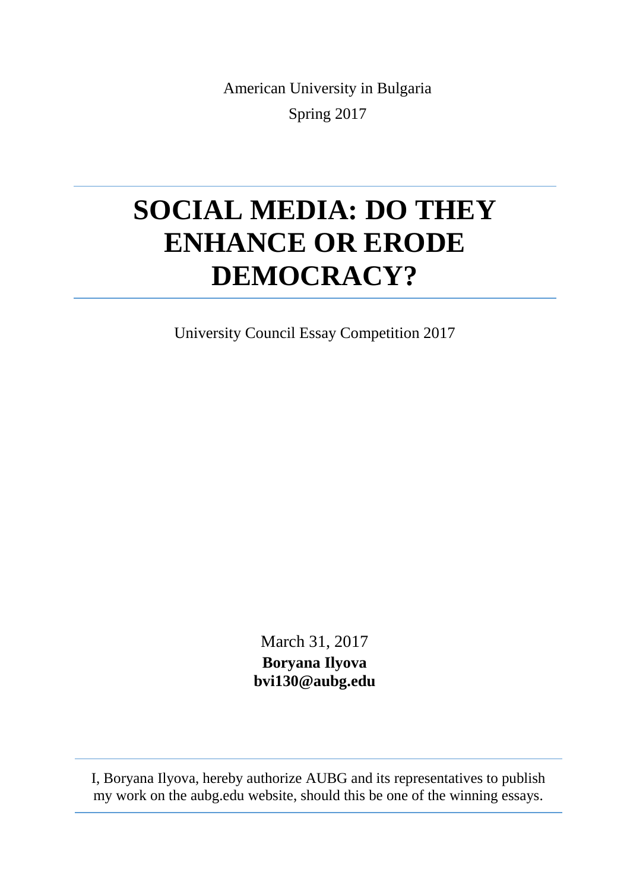American University in Bulgaria

Spring 2017

# SOCIAL MEDIA: DO THEY ENHANCE OR ERODE DEMOCRACY?

University Council Essay Competition 2017

March 31, 2017

**Boryana Ilyova**

**bvi130@aubg.edu**

I, Boryana Ilyova, hereby authorize AUBG and its representatives to publish my work on the aubg.edu website, should this be one of the winning essays.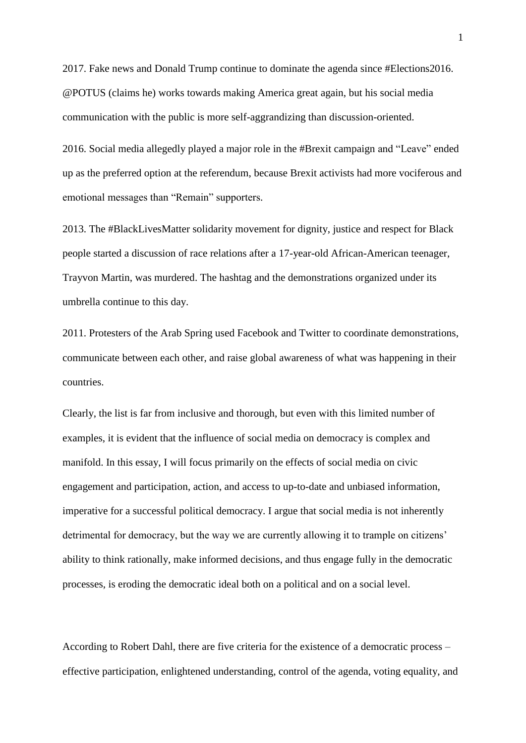2017. Fake news and Donald Trump continue to dominate the agenda since #Elections2016. @POTUS (claims he) works towards making America great again, but his social media communication with the public is more self-aggrandizing than discussion-oriented.

2016. Social media allegedly played a major role in the #Brexit campaign and "Leave" ended up as the preferred option at the referendum, because Brexit activists had more vociferous and emotional messages than "Remain" supporters.

2013. The #BlackLivesMatter solidarity movement for dignity, justice and respect for Black people started a discussion of race relations after a 17-year-old African-American teenager, Trayvon Martin, was murdered. The hashtag and the demonstrations organized under its umbrella continue to this day.

2011. Protesters of the Arab Spring used Facebook and Twitter to coordinate demonstrations, communicate between each other, and raise global awareness of what was happening in their countries.

Clearly, the list is far from inclusive and thorough, but even with this limited number of examples, it is evident that the influence of social media on democracy is complex and manifold. In this essay, I will focus primarily on the effects of social media on civic engagement and participation, action, and access to up-to-date and unbiased information, imperative for a successful political democracy. I argue that social media is not inherently detrimental for democracy, but the way we are currently allowing it to trample on citizens' ability to think rationally, make informed decisions, and thus engage fully in the democratic processes, is eroding the democratic ideal both on a political and on a social level.

According to Robert Dahl, there are five criteria for the existence of a democratic process – effective participation, enlightened understanding, control of the agenda, voting equality, and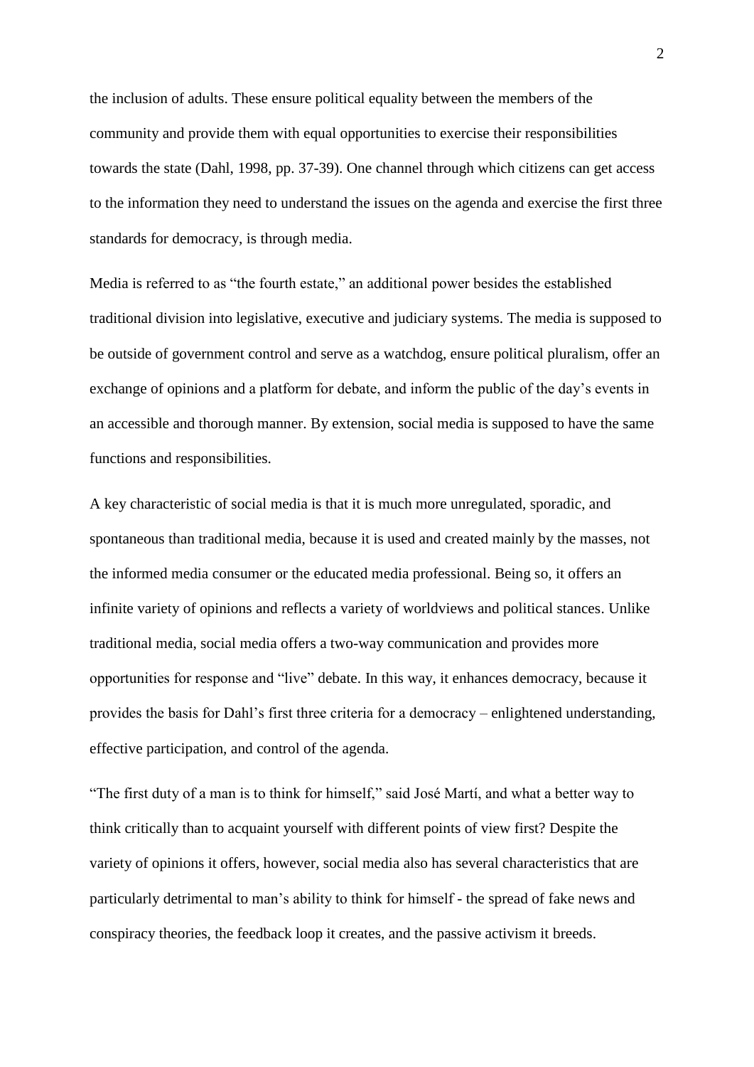the inclusion of adults. These ensure political equality between the members of the community and provide them with equal opportunities to exercise their responsibilities towards the state (Dahl, 1998, pp. 37-39). One channel through which citizens can get access to the information they need to understand the issues on the agenda and exercise the first three standards for democracy, is through media.

Media is referred to as "the fourth estate," an additional power besides the established traditional division into legislative, executive and judiciary systems. The media is supposed to be outside of government control and serve as a watchdog, ensure political pluralism, offer an exchange of opinions and a platform for debate, and inform the public of the day's events in an accessible and thorough manner. By extension, social media is supposed to have the same functions and responsibilities.

A key characteristic of social media is that it is much more unregulated, sporadic, and spontaneous than traditional media, because it is used and created mainly by the masses, not the informed media consumer or the educated media professional. Being so, it offers an infinite variety of opinions and reflects a variety of worldviews and political stances. Unlike traditional media, social media offers a two-way communication and provides more opportunities for response and "live" debate. In this way, it enhances democracy, because it provides the basis for Dahl's first three criteria for a democracy – enlightened understanding, effective participation, and control of the agenda.

"The first duty of a man is to think for himself," said José Martí, and what a better way to think critically than to acquaint yourself with different points of view first? Despite the variety of opinions it offers, however, social media also has several characteristics that are particularly detrimental to man's ability to think for himself - the spread of fake news and conspiracy theories, the feedback loop it creates, and the passive activism it breeds.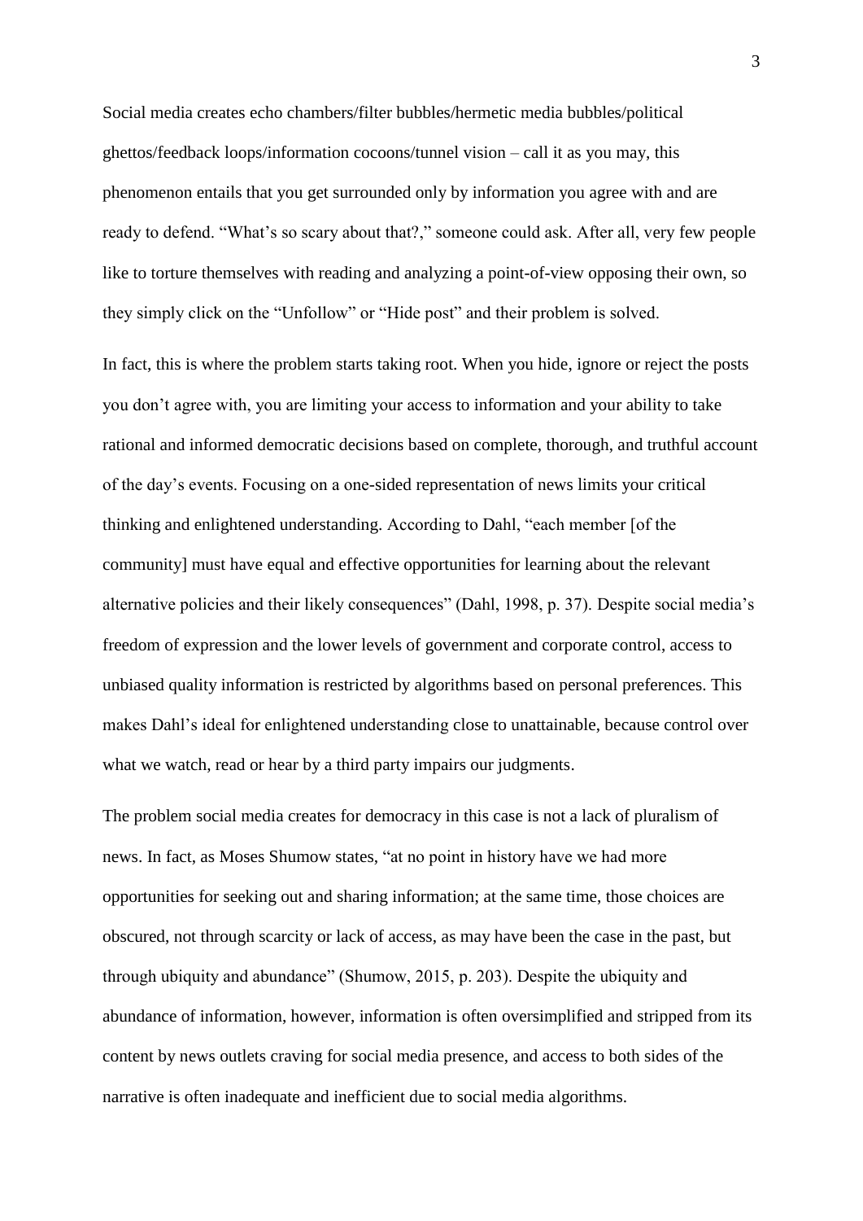Social media creates echo chambers/filter bubbles/hermetic media bubbles/political ghettos/feedback loops/information cocoons/tunnel vision – call it as you may, this phenomenon entails that you get surrounded only by information you agree with and are ready to defend. "What's so scary about that?," someone could ask. After all, very few people like to torture themselves with reading and analyzing a point-of-view opposing their own, so they simply click on the "Unfollow" or "Hide post" and their problem is solved.

In fact, this is where the problem starts taking root. When you hide, ignore or reject the posts you don't agree with, you are limiting your access to information and your ability to take rational and informed democratic decisions based on complete, thorough, and truthful account of the day's events. Focusing on a one-sided representation of news limits your critical thinking and enlightened understanding. According to Dahl, "each member [of the community] must have equal and effective opportunities for learning about the relevant alternative policies and their likely consequences" (Dahl, 1998, p. 37). Despite social media's freedom of expression and the lower levels of government and corporate control, access to unbiased quality information is restricted by algorithms based on personal preferences. This makes Dahl's ideal for enlightened understanding close to unattainable, because control over what we watch, read or hear by a third party impairs our judgments.

The problem social media creates for democracy in this case is not a lack of pluralism of news. In fact, as Moses Shumow states, "at no point in history have we had more opportunities for seeking out and sharing information; at the same time, those choices are obscured, not through scarcity or lack of access, as may have been the case in the past, but through ubiquity and abundance" (Shumow, 2015, p. 203). Despite the ubiquity and abundance of information, however, information is often oversimplified and stripped from its content by news outlets craving for social media presence, and access to both sides of the narrative is often inadequate and inefficient due to social media algorithms.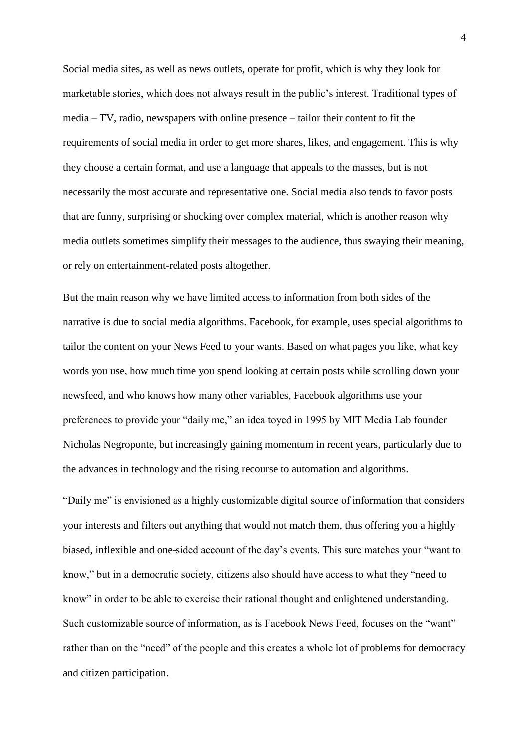Social media sites, as well as news outlets, operate for profit, which is why they look for marketable stories, which does not always result in the public's interest. Traditional types of media – TV, radio, newspapers with online presence – tailor their content to fit the requirements of social media in order to get more shares, likes, and engagement. This is why they choose a certain format, and use a language that appeals to the masses, but is not necessarily the most accurate and representative one. Social media also tends to favor posts that are funny, surprising or shocking over complex material, which is another reason why media outlets sometimes simplify their messages to the audience, thus swaying their meaning, or rely on entertainment-related posts altogether.

But the main reason why we have limited access to information from both sides of the narrative is due to social media algorithms. Facebook, for example, uses special algorithms to tailor the content on your News Feed to your wants. Based on what pages you like, what key words you use, how much time you spend looking at certain posts while scrolling down your newsfeed, and who knows how many other variables, Facebook algorithms use your preferences to provide your "daily me," an idea toyed in 1995 by MIT Media Lab founder Nicholas Negroponte, but increasingly gaining momentum in recent years, particularly due to the advances in technology and the rising recourse to automation and algorithms.

"Daily me" is envisioned as a highly customizable digital source of information that considers your interests and filters out anything that would not match them, thus offering you a highly biased, inflexible and one-sided account of the day's events. This sure matches your "want to know," but in a democratic society, citizens also should have access to what they "need to know" in order to be able to exercise their rational thought and enlightened understanding. Such customizable source of information, as is Facebook News Feed, focuses on the "want" rather than on the "need" of the people and this creates a whole lot of problems for democracy and citizen participation.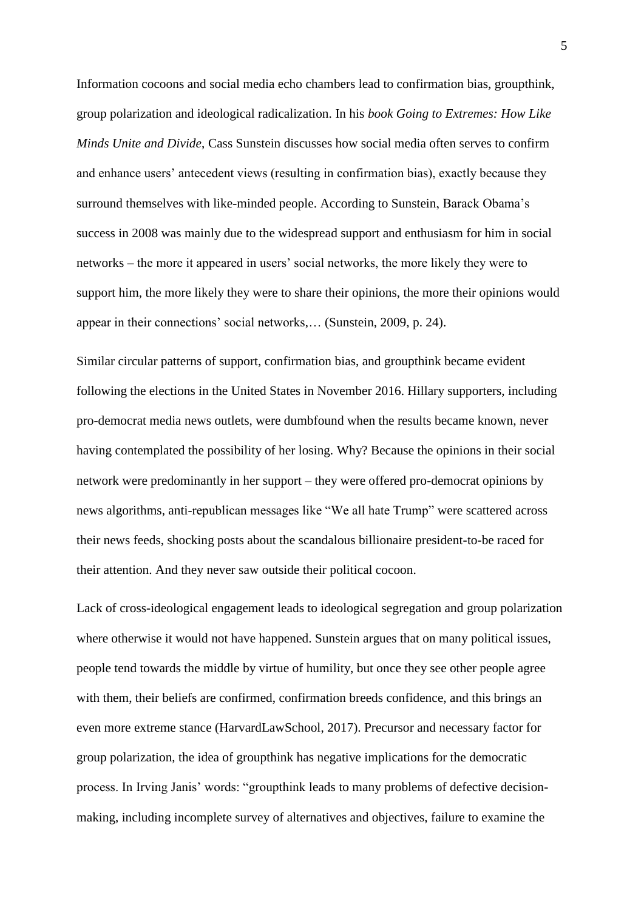Information cocoons and social media echo chambers lead to confirmation bias, groupthink, group polarization and ideological radicalization. In his *book Going to Extremes: How Like Minds Unite and Divide*, Cass Sunstein discusses how social media often serves to confirm and enhance users' antecedent views (resulting in confirmation bias), exactly because they surround themselves with like-minded people. According to Sunstein, Barack Obama's success in 2008 was mainly due to the widespread support and enthusiasm for him in social networks – the more it appeared in users' social networks, the more likely they were to support him, the more likely they were to share their opinions, the more their opinions would appear in their connections' social networks,… (Sunstein, 2009, p. 24).

Similar circular patterns of support, confirmation bias, and groupthink became evident following the elections in the United States in November 2016. Hillary supporters, including pro-democrat media news outlets, were dumbfound when the results became known, never having contemplated the possibility of her losing. Why? Because the opinions in their social network were predominantly in her support – they were offered pro-democrat opinions by news algorithms, anti-republican messages like "We all hate Trump" were scattered across their news feeds, shocking posts about the scandalous billionaire president-to-be raced for their attention. And they never saw outside their political cocoon.

Lack of cross-ideological engagement leads to ideological segregation and group polarization where otherwise it would not have happened. Sunstein argues that on many political issues, people tend towards the middle by virtue of humility, but once they see other people agree with them, their beliefs are confirmed, confirmation breeds confidence, and this brings an even more extreme stance (HarvardLawSchool, 2017). Precursor and necessary factor for group polarization, the idea of groupthink has negative implications for the democratic process. In Irving Janis' words: "groupthink leads to many problems of defective decision-making, including incomplete survey of alternatives and objectives, failure to examine the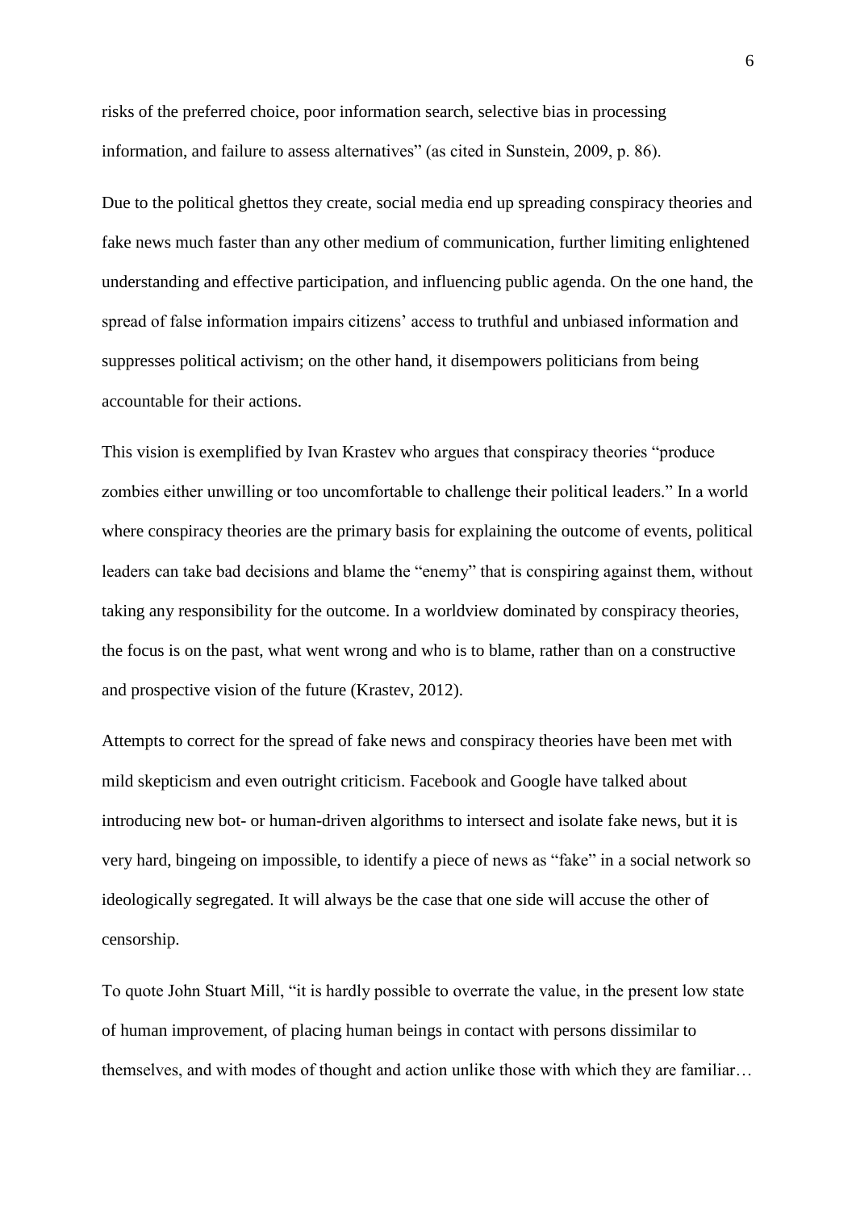risks of the preferred choice, poor information search, selective bias in processing information, and failure to assess alternatives" (as cited in Sunstein, 2009, p. 86).

Due to the political ghettos they create, social media end up spreading conspiracy theories and fake news much faster than any other medium of communication, further limiting enlightened understanding and effective participation, and influencing public agenda. On the one hand, the spread of false information impairs citizens' access to truthful and unbiased information and suppresses political activism; on the other hand, it disempowers politicians from being accountable for their actions.

This vision is exemplified by Ivan Krastev who argues that conspiracy theories "produce zombies either unwilling or too uncomfortable to challenge their political leaders." In a world where conspiracy theories are the primary basis for explaining the outcome of events, political leaders can take bad decisions and blame the "enemy" that is conspiring against them, without taking any responsibility for the outcome. In a worldview dominated by conspiracy theories, the focus is on the past, what went wrong and who is to blame, rather than on a constructive and prospective vision of the future (Krastev, 2012).

Attempts to correct for the spread of fake news and conspiracy theories have been met with mild skepticism and even outright criticism. Facebook and Google have talked about introducing new bot- or human-driven algorithms to intersect and isolate fake news, but it is very hard, bingeing on impossible, to identify a piece of news as "fake" in a social network so ideologically segregated. It will always be the case that one side will accuse the other of censorship.

To quote John Stuart Mill, "it is hardly possible to overrate the value, in the present low state of human improvement, of placing human beings in contact with persons dissimilar to themselves, and with modes of thought and action unlike those with which they are familiar…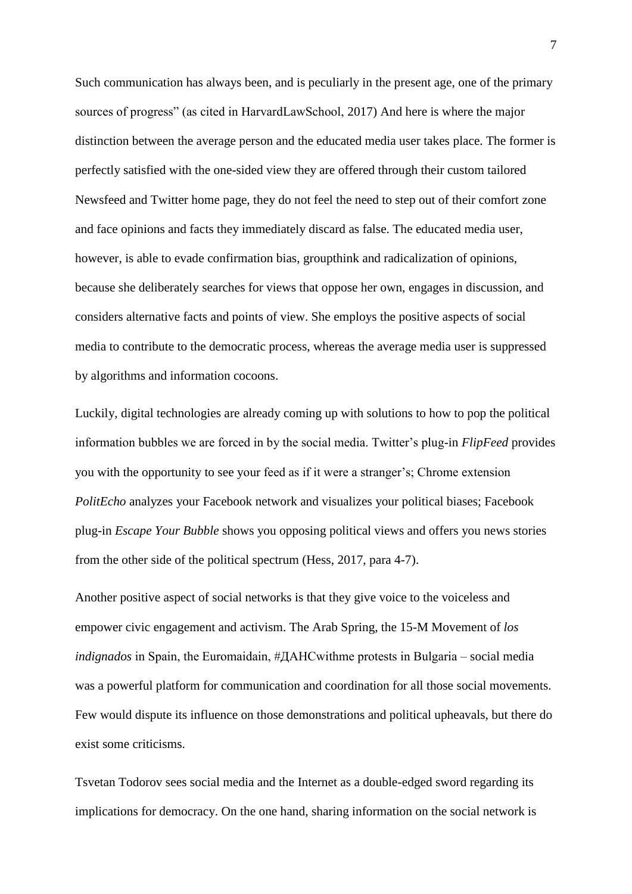Such communication has always been, and is peculiarly in the present age, one of the primary sources of progress" (as cited in HarvardLawSchool, 2017) And here is where the major distinction between the average person and the educated media user takes place. The former is perfectly satisfied with the one-sided view they are offered through their custom tailored Newsfeed and Twitter home page, they do not feel the need to step out of their comfort zone and face opinions and facts they immediately discard as false. The educated media user, however, is able to evade confirmation bias, groupthink and radicalization of opinions, because she deliberately searches for views that oppose her own, engages in discussion, and considers alternative facts and points of view. She employs the positive aspects of social media to contribute to the democratic process, whereas the average media user is suppressed by algorithms and information cocoons.

Luckily, digital technologies are already coming up with solutions to how to pop the political information bubbles we are forced in by the social media. Twitter's plug-in *FlipFeed* provides you with the opportunity to see your feed as if it were a stranger's; Chrome extension *PolitEcho* analyzes your Facebook network and visualizes your political biases; Facebook plug-in *Escape Your Bubble* shows you opposing political views and offers you news stories from the other side of the political spectrum (Hess, 2017, para 4-7).

Another positive aspect of social networks is that they give voice to the voiceless and empower civic engagement and activism. The Arab Spring, the 15-M Movement of *los indignados* in Spain, the Euromaidain, #ДАНСwithme protests in Bulgaria – social media was a powerful platform for communication and coordination for all those social movements. Few would dispute its influence on those demonstrations and political upheavals, but there do exist some criticisms.

Tsvetan Todorov sees social media and the Internet as a double-edged sword regarding its implications for democracy. On the one hand, sharing information on the social network is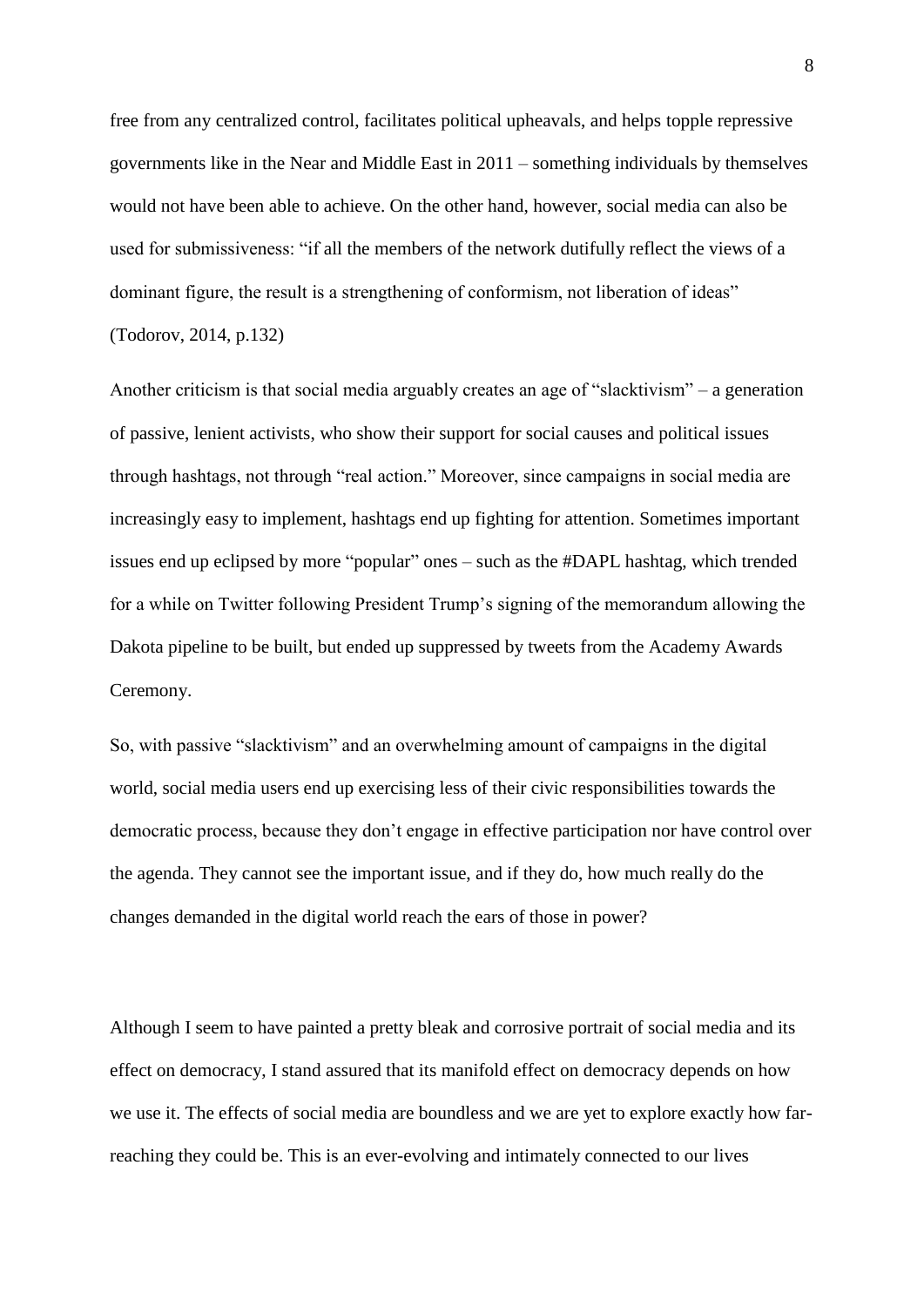free from any centralized control, facilitates political upheavals, and helps topple repressive governments like in the Near and Middle East in 2011 – something individuals by themselves would not have been able to achieve. On the other hand, however, social media can also be used for submissiveness: "if all the members of the network dutifully reflect the views of a dominant figure, the result is a strengthening of conformism, not liberation of ideas" (Todorov, 2014, p.132)

Another criticism is that social media arguably creates an age of "slacktivism" – a generation of passive, lenient activists, who show their support for social causes and political issues through hashtags, not through "real action." Moreover, since campaigns in social media are increasingly easy to implement, hashtags end up fighting for attention. Sometimes important issues end up eclipsed by more "popular" ones – such as the #DAPL hashtag, which trended for a while on Twitter following President Trump's signing of the memorandum allowing the Dakota pipeline to be built, but ended up suppressed by tweets from the Academy Awards Ceremony.

So, with passive "slacktivism" and an overwhelming amount of campaigns in the digital world, social media users end up exercising less of their civic responsibilities towards the democratic process, because they don't engage in effective participation nor have control over the agenda. They cannot see the important issue, and if they do, how much really do the changes demanded in the digital world reach the ears of those in power?

Although I seem to have painted a pretty bleak and corrosive portrait of social media and its effect on democracy, I stand assured that its manifold effect on democracy depends on how we use it. The effects of social media are boundless and we are yet to explore exactly how far-reaching they could be. This is an ever-evolving and intimately connected to our lives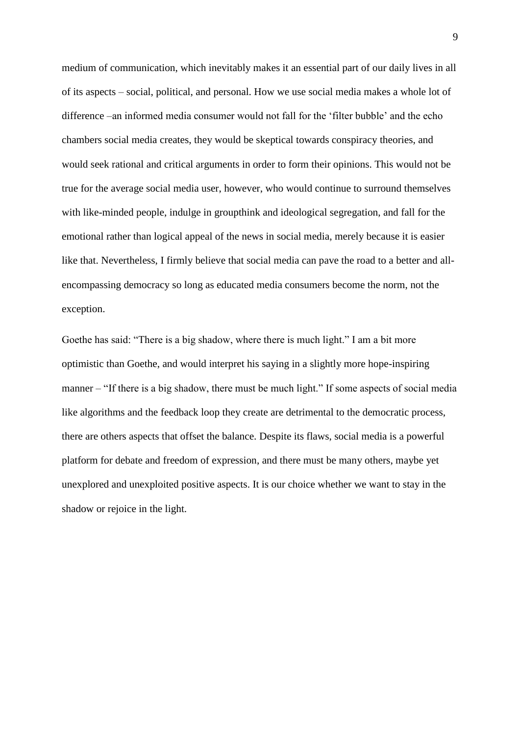medium of communication, which inevitably makes it an essential part of our daily lives in all of its aspects – social, political, and personal. How we use social media makes a whole lot of difference –an informed media consumer would not fall for the 'filter bubble' and the echo chambers social media creates, they would be skeptical towards conspiracy theories, and would seek rational and critical arguments in order to form their opinions. This would not be true for the average social media user, however, who would continue to surround themselves with like-minded people, indulge in groupthink and ideological segregation, and fall for the emotional rather than logical appeal of the news in social media, merely because it is easier like that. Nevertheless, I firmly believe that social media can pave the road to a better and all-encompassing democracy so long as educated media consumers become the norm, not the exception.

Goethe has said: "There is a big shadow, where there is much light." I am a bit more optimistic than Goethe, and would interpret his saying in a slightly more hope-inspiring manner – "If there is a big shadow, there must be much light." If some aspects of social media like algorithms and the feedback loop they create are detrimental to the democratic process, there are others aspects that offset the balance. Despite its flaws, social media is a powerful platform for debate and freedom of expression, and there must be many others, maybe yet unexplored and unexploited positive aspects. It is our choice whether we want to stay in the shadow or rejoice in the light.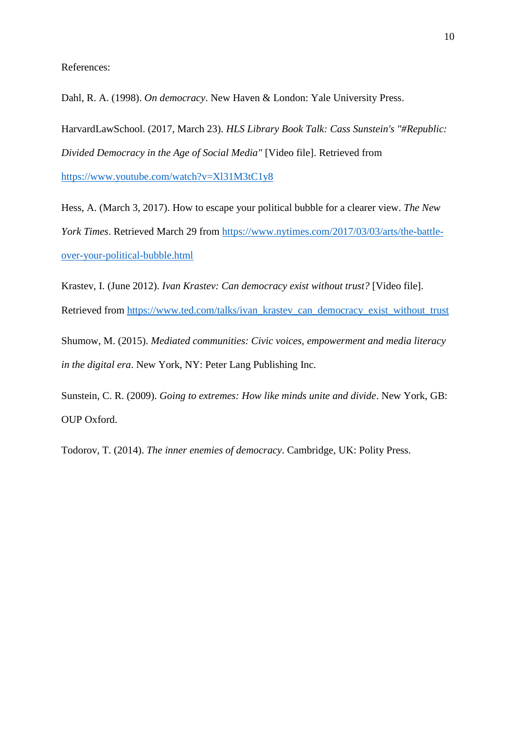References:

Dahl, R. A. (1998). *On democracy*. New Haven & London: Yale University Press.

HarvardLawSchool. (2017, March 23). *HLS Library Book Talk: Cass Sunstein's "#Republic: Divided Democracy in the Age of Social Media"* [Video file]. Retrieved from https://www.youtube.com/watch?v=Xl31M3tC1y8

Hess, A. (March 3, 2017). How to escape your political bubble for a clearer view. *The New York Times*. Retrieved March 29 from https://www.nytimes.com/2017/03/03/arts/the-battle-over-your-political-bubble.html

Krastev, I. (June 2012). *Ivan Krastev: Can democracy exist without trust?* [Video file]. Retrieved from https://www.ted.com/talks/ivan_krastev_can_democracy_exist_without_trust

Shumow, M. (2015). *Mediated communities: Civic voices, empowerment and media literacy in the digital era*. New York, NY: Peter Lang Publishing Inc.

Sunstein, C. R. (2009). *Going to extremes: How like minds unite and divide*. New York, GB: OUP Oxford.

Todorov, T. (2014). *The inner enemies of democracy*. Cambridge, UK: Polity Press.